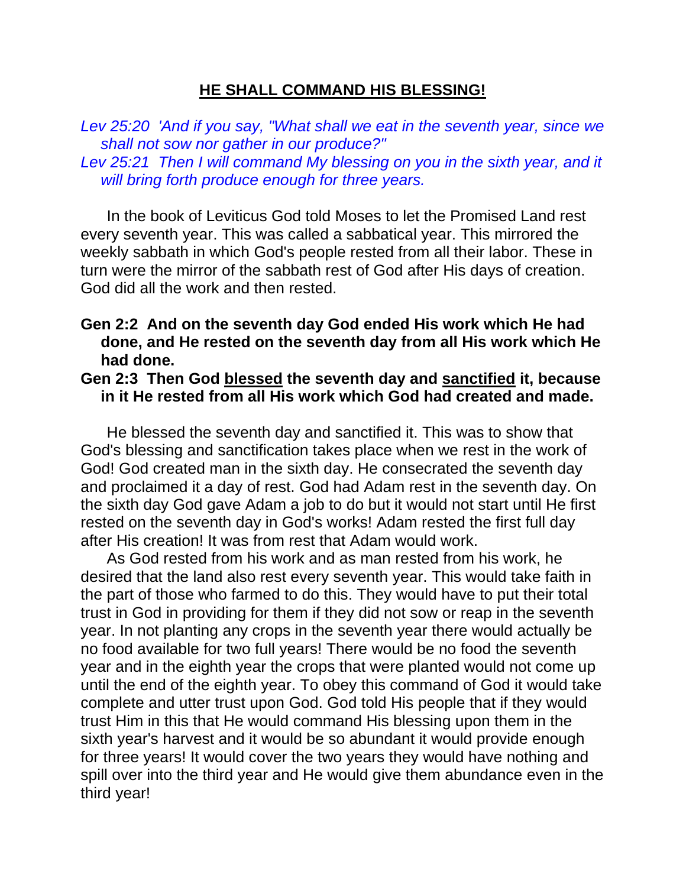# <u>HE SHALL COMMAND HIS BLESSING!</u>

*Lev 25:20 'And if you say, "What shall we eat in the seventh year, since we shall not sow nor gather in our produce?"*

*Lev 25:21 Then I will command My blessing on you in the sixth year, and it will bring forth produce enough for three years.*

In the book of Leviticus God told Moses to let the Promised Land rest every seventh year. This was called a sabbatical year. This mirrored the weekly sabbath in which God's people rested from all their labor. These in turn were the mirror of the sabbath rest of God after His days of creation. God did all the work and then rested.

**Gen 2:2 And on the seventh day God ended His work which He had done, and He rested on the seventh day from all His work which He had done.**

**Gen 2:3 Then God <u>blessed</u> the seventh day and <u>sanctified</u> it, because in it He rested from all His work which God had created and made.**

He blessed the seventh day and sanctified it. This was to show that God's blessing and sanctification takes place when we rest in the work of God! God created man in the sixth day. He consecrated the seventh day and proclaimed it a day of rest. God had Adam rest in the seventh day. On the sixth day God gave Adam a job to do but it would not start until He first rested on the seventh day in God's works! Adam rested the first full day after His creation! It was from rest that Adam would work.

As God rested from his work and as man rested from his work, he desired that the land also rest every seventh year. This would take faith in the part of those who farmed to do this. They would have to put their total trust in God in providing for them if they did not sow or reap in the seventh year. In not planting any crops in the seventh year there would actually be no food available for two full years! There would be no food the seventh year and in the eighth year the crops that were planted would not come up until the end of the eighth year. To obey this command of God it would take complete and utter trust upon God. God told His people that if they would trust Him in this that He would command His blessing upon them in the sixth year's harvest and it would be so abundant it would provide enough for three years! It would cover the two years they would have nothing and spill over into the third year and He would give them abundance even in the third year!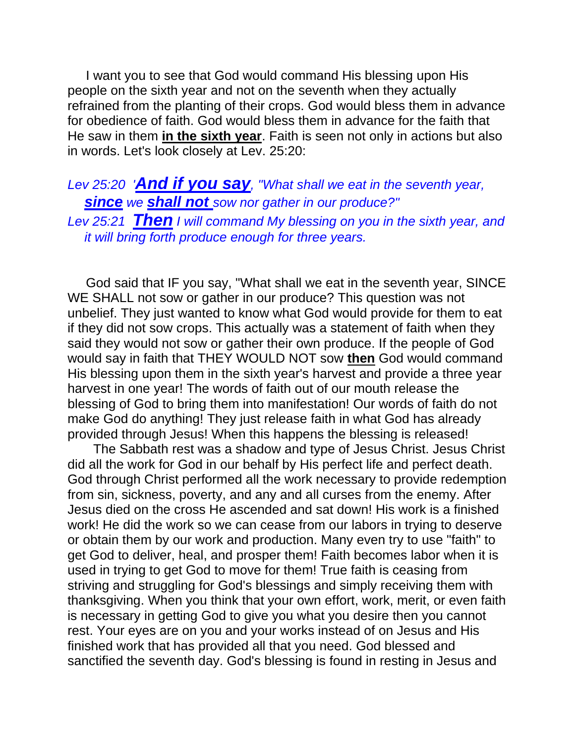I want you to see that God would command His blessing upon His people on the sixth year and not on the seventh when they actually refrained from the planting of their crops. God would bless them in advance for obedience of faith. God would bless them in advance for the faith that He saw in them **in the sixth year**. Faith is seen not only in actions but also in words. Let's look closely at Lev. 25:20:

*Lev 25:20 '**And if you say**, "What shall we eat in the seventh year, **since** we **shall not** sow nor gather in our produce?"*

*Lev 25:21 **Then** I will command My blessing on you in the sixth year, and it will bring forth produce enough for three years.*

God said that IF you say, "What shall we eat in the seventh year, SINCE WE SHALL not sow or gather in our produce? This question was not unbelief. They just wanted to know what God would provide for them to eat if they did not sow crops. This actually was a statement of faith when they said they would not sow or gather their own produce. If the people of God would say in faith that THEY WOULD NOT sow **then** God would command His blessing upon them in the sixth year's harvest and provide a three year harvest in one year! The words of faith out of our mouth release the blessing of God to bring them into manifestation! Our words of faith do not make God do anything! They just release faith in what God has already provided through Jesus! When this happens the blessing is released!

The Sabbath rest was a shadow and type of Jesus Christ. Jesus Christ did all the work for God in our behalf by His perfect life and perfect death. God through Christ performed all the work necessary to provide redemption from sin, sickness, poverty, and any and all curses from the enemy. After Jesus died on the cross He ascended and sat down! His work is a finished work! He did the work so we can cease from our labors in trying to deserve or obtain them by our work and production. Many even try to use "faith" to get God to deliver, heal, and prosper them! Faith becomes labor when it is used in trying to get God to move for them! True faith is ceasing from striving and struggling for God's blessings and simply receiving them with thanksgiving. When you think that your own effort, work, merit, or even faith is necessary in getting God to give you what you desire then you cannot rest. Your eyes are on you and your works instead of on Jesus and His finished work that has provided all that you need. God blessed and sanctified the seventh day. God's blessing is found in resting in Jesus and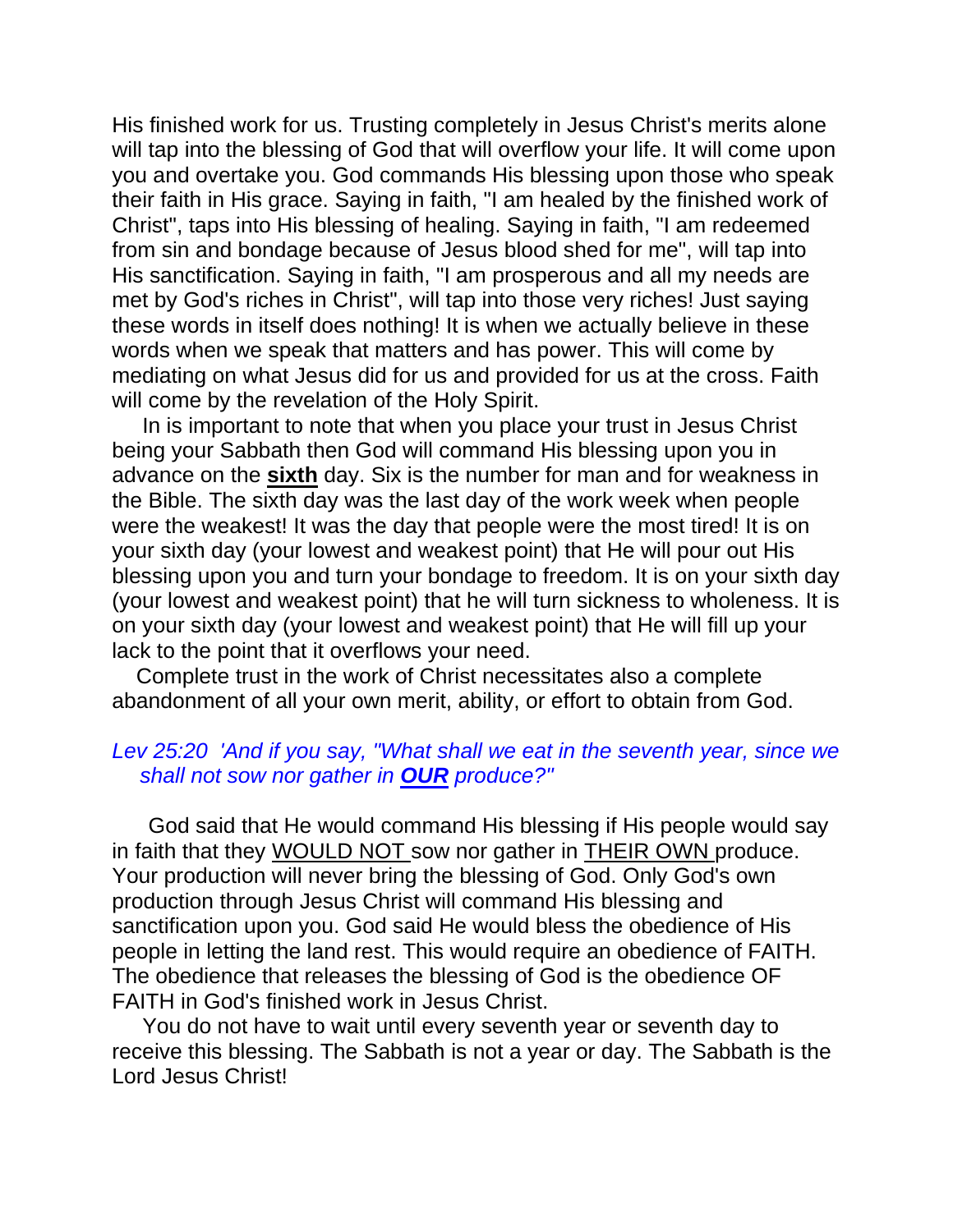His finished work for us. Trusting completely in Jesus Christ's merits alone will tap into the blessing of God that will overflow your life. It will come upon you and overtake you. God commands His blessing upon those who speak their faith in His grace. Saying in faith, "I am healed by the finished work of Christ", taps into His blessing of healing. Saying in faith, "I am redeemed from sin and bondage because of Jesus blood shed for me", will tap into His sanctification. Saying in faith, "I am prosperous and all my needs are met by God's riches in Christ", will tap into those very riches! Just saying these words in itself does nothing! It is when we actually believe in these words when we speak that matters and has power. This will come by mediating on what Jesus did for us and provided for us at the cross. Faith will come by the revelation of the Holy Spirit.

In is important to note that when you place your trust in Jesus Christ being your Sabbath then God will command His blessing upon you in advance on the <u>**sixth**</u> day. Six is the number for man and for weakness in the Bible. The sixth day was the last day of the work week when people were the weakest! It was the day that people were the most tired! It is on your sixth day (your lowest and weakest point) that He will pour out His blessing upon you and turn your bondage to freedom. It is on your sixth day (your lowest and weakest point) that he will turn sickness to wholeness. It is on your sixth day (your lowest and weakest point) that He will fill up your lack to the point that it overflows your need.

Complete trust in the work of Christ necessitates also a complete abandonment of all your own merit, ability, or effort to obtain from God.

*Lev 25:20 'And if you say, "What shall we eat in the seventh year, since we shall not sow nor gather in <u>**OUR**</u> produce?"*

God said that He would command His blessing if His people would say in faith that they <u>WOULD NOT</u> sow nor gather in <u>THEIR OWN</u> produce. Your production will never bring the blessing of God. Only God's own production through Jesus Christ will command His blessing and sanctification upon you. God said He would bless the obedience of His people in letting the land rest. This would require an obedience of FAITH. The obedience that releases the blessing of God is the obedience OF FAITH in God's finished work in Jesus Christ.

You do not have to wait until every seventh year or seventh day to receive this blessing. The Sabbath is not a year or day. The Sabbath is the Lord Jesus Christ!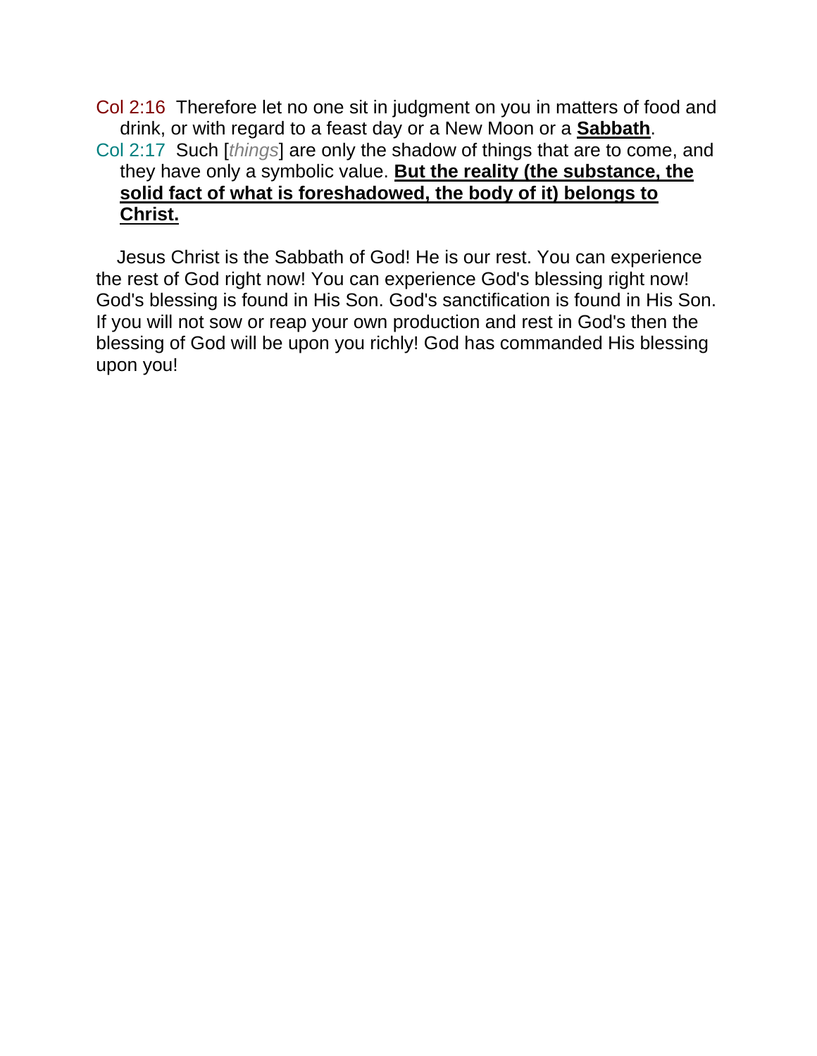Col 2:16  Therefore let no one sit in judgment on you in matters of food and drink, or with regard to a feast day or a New Moon or a **Sabbath**.

Col 2:17  Such [*things*] are only the shadow of things that are to come, and they have only a symbolic value. **But the reality (the substance, the solid fact of what is foreshadowed, the body of it) belongs to Christ.**

Jesus Christ is the Sabbath of God! He is our rest. You can experience the rest of God right now! You can experience God's blessing right now! God's blessing is found in His Son. God's sanctification is found in His Son. If you will not sow or reap your own production and rest in God's then the blessing of God will be upon you richly! God has commanded His blessing upon you!